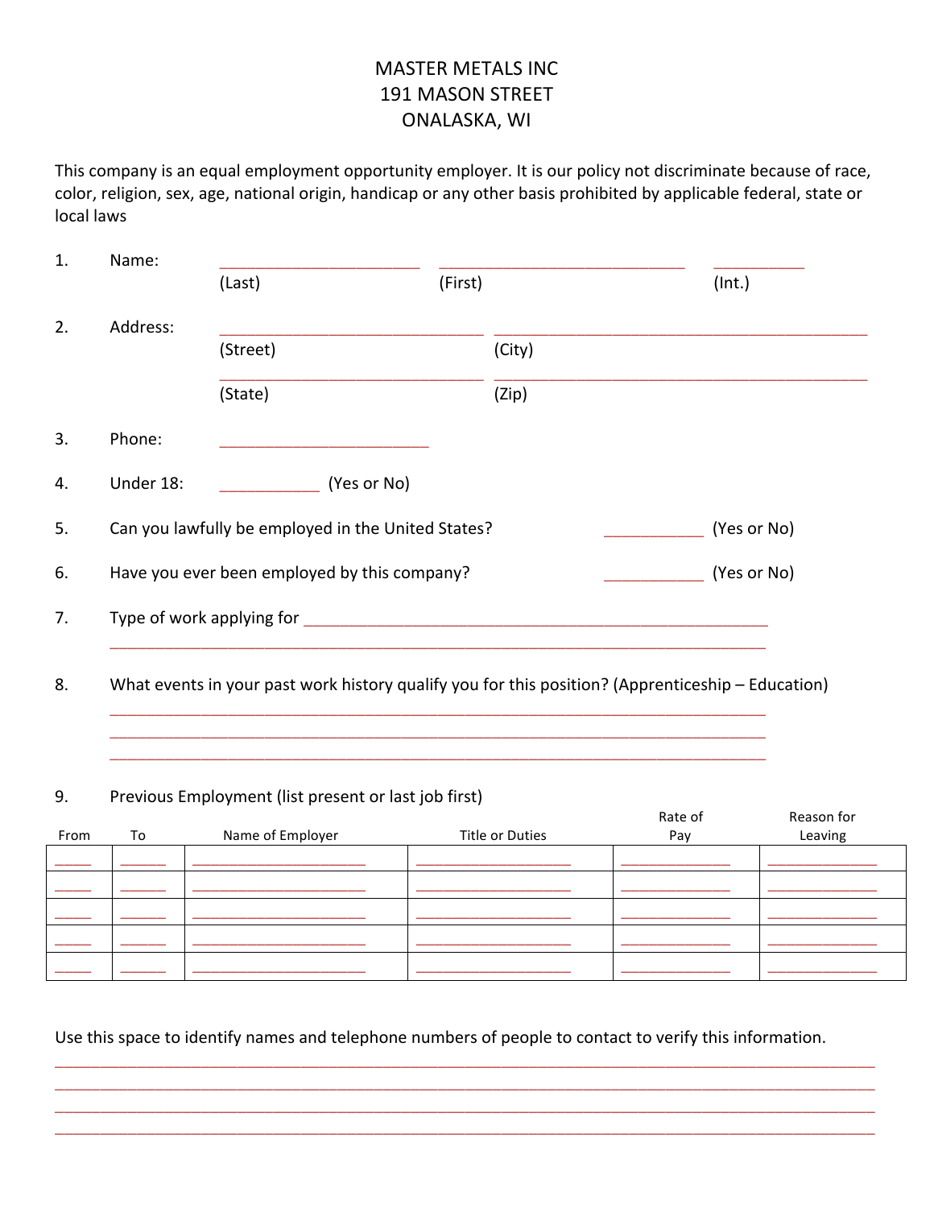# MASTER METALS INC
## 191 MASON STREET
## ONALASKA, WI

This company is an equal employment opportunity employer. It is our policy not discriminate because of race, color, religion, sex, age, national origin, handicap or any other basis prohibited by applicable federal, state or local laws

1. Name: ______________________ (Last) ___________________________ (First) __________ (Int.)

2. Address: ____________________________ (Street) ________________________________________ (City)

   ____________________________ (State) ________________________________________ (Zip)

3. Phone: _______________________

4. Under 18: ___________ (Yes or No)

5. Can you lawfully be employed in the United States? ___________ (Yes or No)

6. Have you ever been employed by this company? ___________ (Yes or No)

7. Type of work applying for ___________________________________________________

   _________________________________________________________________________

8. What events in your past work history qualify you for this position? (Apprenticeship – Education)

   _________________________________________________________________________

   _________________________________________________________________________

   _________________________________________________________________________

9. Previous Employment (list present or last job first)

| From | To | Name of Employer | Title or Duties | Rate of Pay | Reason for Leaving |
|---|---|---|---|---|---|
| _____ | ______ | ______________________ | ____________________ | ______________ | ______________ |
| _____ | ______ | ______________________ | ____________________ | ______________ | ______________ |
| _____ | ______ | ______________________ | ____________________ | ______________ | ______________ |
| _____ | ______ | ______________________ | ____________________ | ______________ | ______________ |
| _____ | ______ | ______________________ | ____________________ | ______________ | ______________ |

Use this space to identify names and telephone numbers of people to contact to verify this information.

_____________________________________________________________________________________

_____________________________________________________________________________________

_____________________________________________________________________________________

_____________________________________________________________________________________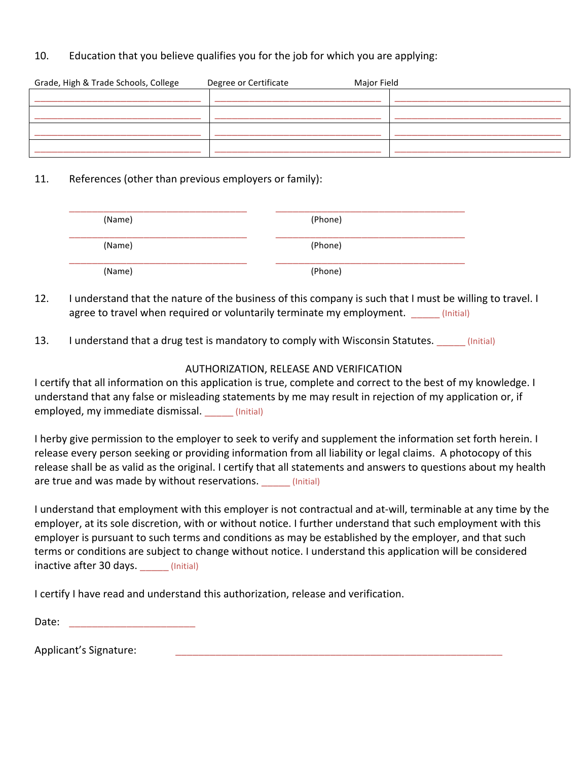10. Education that you believe qualifies you for the job for which you are applying:

| Grade, High & Trade Schools, College | Degree or Certificate | Major Field |
|---|---|---|
| ______________________________ | ______________________________ | ______________________________ |
| ______________________________ | ______________________________ | ______________________________ |
| ______________________________ | ______________________________ | ______________________________ |
| ______________________________ | ______________________________ | ______________________________ |

11. References (other than previous employers or family):

________________________________ (Name) ________________________________ (Phone)

________________________________ (Name) ________________________________ (Phone)

________________________________ (Name) ________________________________ (Phone)

12. I understand that the nature of the business of this company is such that I must be willing to travel. I agree to travel when required or voluntarily terminate my employment. _____ (Initial)

13. I understand that a drug test is mandatory to comply with Wisconsin Statutes. _____ (Initial)

## AUTHORIZATION, RELEASE AND VERIFICATION

I certify that all information on this application is true, complete and correct to the best of my knowledge. I understand that any false or misleading statements by me may result in rejection of my application or, if employed, my immediate dismissal. _____ (Initial)

I herby give permission to the employer to seek to verify and supplement the information set forth herein. I release every person seeking or providing information from all liability or legal claims. A photocopy of this release shall be as valid as the original. I certify that all statements and answers to questions about my health are true and was made by without reservations. _____ (Initial)

I understand that employment with this employer is not contractual and at-will, terminable at any time by the employer, at its sole discretion, with or without notice. I further understand that such employment with this employer is pursuant to such terms and conditions as may be established by the employer, and that such terms or conditions are subject to change without notice. I understand this application will be considered inactive after 30 days. _____ (Initial)

I certify I have read and understand this authorization, release and verification.

Date: ______________________

Applicant's Signature: ____________________________________________________________